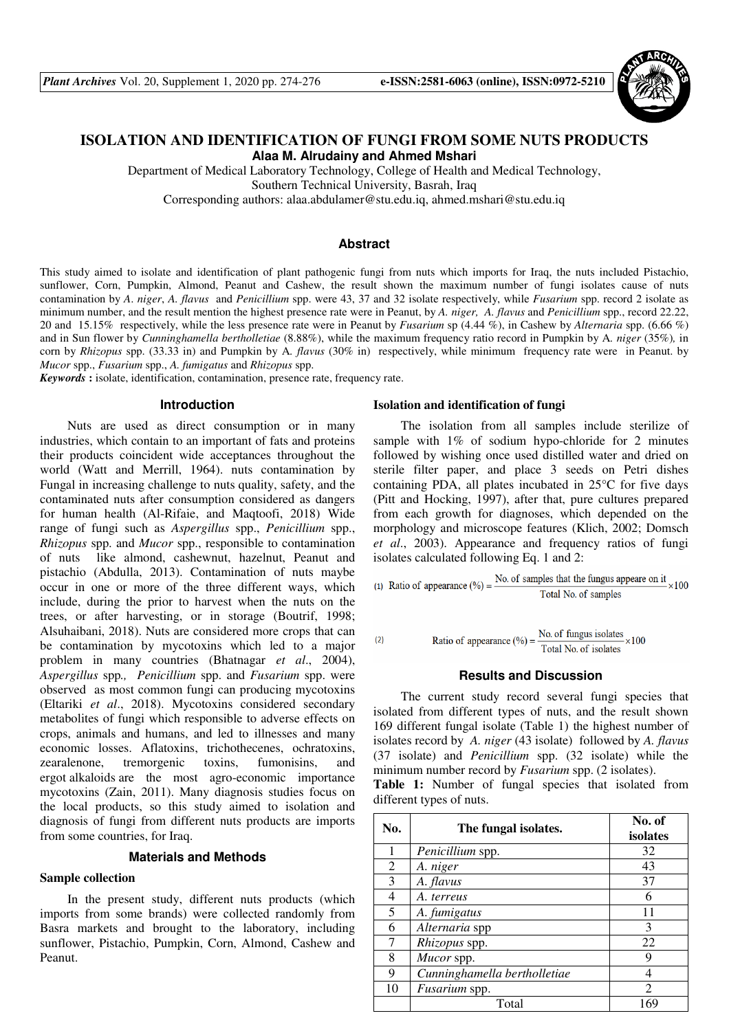# ISOLATION AND IDENTIFICATION OF FUNGI FROM SOME NUTS PRODUCTS

**Alaa M. Alrudainy and Ahmed Mshari**

Department of Medical Laboratory Technology, College of Health and Medical Technology, Southern Technical University, Basrah, Iraq

Corresponding authors: alaa.abdulamer@stu.edu.iq, ahmed.mshari@stu.edu.iq

## Abstract

This study aimed to isolate and identification of plant pathogenic fungi from nuts which imports for Iraq, the nuts included Pistachio, sunflower, Corn, Pumpkin, Almond, Peanut and Cashew, the result shown the maximum number of fungi isolates cause of nuts contamination by *A. niger*, *A. flavus* and *Penicillium* spp. were 43, 37 and 32 isolate respectively, while *Fusarium* spp. record 2 isolate as minimum number, and the result mention the highest presence rate were in Peanut, by *A. niger, A. flavus* and *Penicillium* spp., record 22.22, 20 and 15.15% respectively, while the less presence rate were in Peanut by *Fusarium* sp (4.44 %), in Cashew by *Alternaria* spp. (6.66 %) and in Sun flower by *Cunninghamella bertholletiae* (8.88%), while the maximum frequency ratio record in Pumpkin by A. *niger* (35%), in corn by *Rhizopus* spp. (33.33 in) and Pumpkin by A. *flavus* (30% in) respectively, while minimum frequency rate were in Peanut. by *Mucor* spp., *Fusarium* spp., *A. fumigatus* and *Rhizopus* spp.

***Keywords*:** isolate, identification, contamination, presence rate, frequency rate.

## Introduction

Nuts are used as direct consumption or in many industries, which contain to an important of fats and proteins their products coincident wide acceptances throughout the world (Watt and Merrill, 1964). nuts contamination by Fungal in increasing challenge to nuts quality, safety, and the contaminated nuts after consumption considered as dangers for human health (Al-Rifaie, and Maqtoofi, 2018) Wide range of fungi such as *Aspergillus* spp., *Penicillium* spp., *Rhizopus* spp. and *Mucor* spp., responsible to contamination of nuts like almond, cashewnut, hazelnut, Peanut and pistachio (Abdulla, 2013). Contamination of nuts maybe occur in one or more of the three different ways, which include, during the prior to harvest when the nuts on the trees, or after harvesting, or in storage (Boutrif, 1998; Alsuhaibani, 2018). Nuts are considered more crops that can be contamination by mycotoxins which led to a major problem in many countries (Bhatnagar *et al*., 2004), *Aspergillus* spp., *Penicillium* spp. and *Fusarium* spp. were observed as most common fungi can producing mycotoxins (Eltariki *et al*., 2018). Mycotoxins considered secondary metabolites of fungi which responsible to adverse effects on crops, animals and humans, and led to illnesses and many economic losses. Aflatoxins, trichothecenes, ochratoxins, zearalenone, tremorgenic toxins, fumonisins, and ergot alkaloids are the most agro-economic importance mycotoxins (Zain, 2011). Many diagnosis studies focus on the local products, so this study aimed to isolation and diagnosis of fungi from different nuts products are imports from some countries, for Iraq.

## Materials and Methods

### Sample collection

In the present study, different nuts products (which imports from some brands) were collected randomly from Basra markets and brought to the laboratory, including sunflower, Pistachio, Pumpkin, Corn, Almond, Cashew and Peanut.

### Isolation and identification of fungi

The isolation from all samples include sterilize of sample with 1% of sodium hypo-chloride for 2 minutes followed by wishing once used distilled water and dried on sterile filter paper, and place 3 seeds on Petri dishes containing PDA, all plates incubated in 25°C for five days (Pitt and Hocking, 1997), after that, pure cultures prepared from each growth for diagnoses, which depended on the morphology and microscope features (Klich, 2002; Domsch *et al*., 2003). Appearance and frequency ratios of fungi isolates calculated following Eq. 1 and 2:

$$\text{(1)}\quad \text{Ratio of appearance (\%)} = \frac{\text{No. of samples that the fungus appeare on it}}{\text{Total No. of samples}} \times 100$$

$$\text{(2)}\quad \text{Ratio of appearance (\%)} = \frac{\text{No. of fungus isolates}}{\text{Total No. of isolates}} \times 100$$

## Results and Discussion

The current study record several fungi species that isolated from different types of nuts, and the result shown 169 different fungal isolate (Table 1) the highest number of isolates record by *A. niger* (43 isolate) followed by *A. flavus* (37 isolate) and *Penicillium* spp. (32 isolate) while the minimum number record by *Fusarium* spp. (2 isolates).

**Table 1:** Number of fungal species that isolated from different types of nuts.

| No. | The fungal isolates. | No. of isolates |
|---|---|---|
| 1 | *Penicillium* spp. | 32 |
| 2 | *A. niger* | 43 |
| 3 | *A. flavus* | 37 |
| 4 | *A. terreus* | 6 |
| 5 | *A. fumigatus* | 11 |
| 6 | *Alternaria* spp | 3 |
| 7 | *Rhizopus* spp. | 22 |
| 8 | *Mucor* spp. | 9 |
| 9 | *Cunninghamella bertholletiae* | 4 |
| 10 | *Fusarium* spp. | 2 |
| | Total | 169 |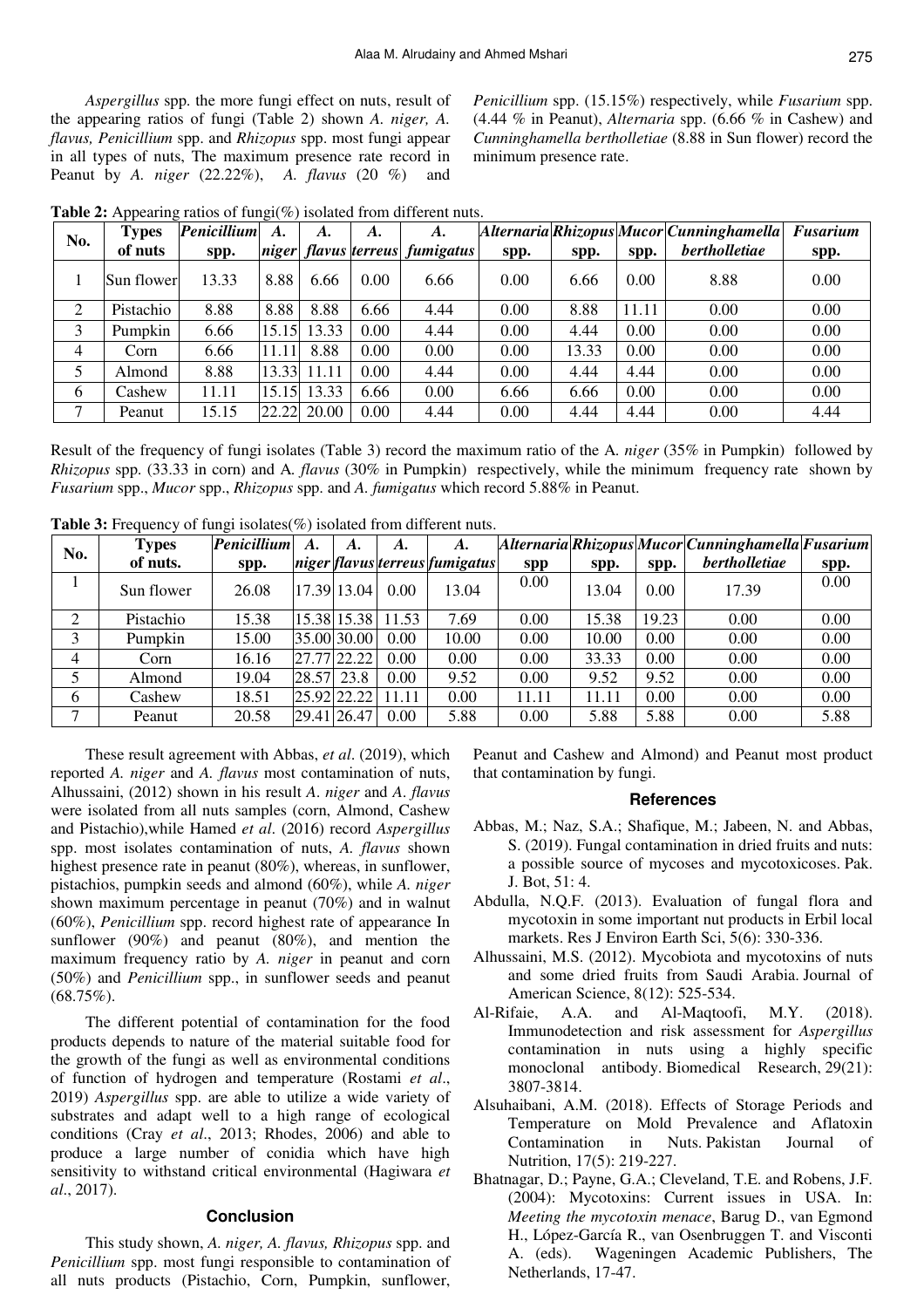*Aspergillus* spp. the more fungi effect on nuts, result of the appearing ratios of fungi (Table 2) shown *A. niger, A. flavus, Penicillium* spp. and *Rhizopus* spp. most fungi appear in all types of nuts, The maximum presence rate record in Peanut by *A. niger* (22.22%), *A. flavus* (20 %) and *Penicillium* spp. (15.15%) respectively, while *Fusarium* spp. (4.44 % in Peanut), *Alternaria* spp. (6.66 % in Cashew) and *Cunninghamella bertholletiae* (8.88 in Sun flower) record the minimum presence rate.

**Table 2:** Appearing ratios of fungi(%) isolated from different nuts.

| No. | Types of nuts | *Penicillium* spp. | *A. niger* | *A. flavus* | *A. terreus* | *A. fumigatus* | *Alternaria* spp. | *Rhizopus* spp. | *Mucor* spp. | *Cunninghamella bertholletiae* | *Fusarium* spp. |
|---|---|---|---|---|---|---|---|---|---|---|---|
| 1 | Sun flower | 13.33 | 8.88 | 6.66 | 0.00 | 6.66 | 0.00 | 6.66 | 0.00 | 8.88 | 0.00 |
| 2 | Pistachio | 8.88 | 8.88 | 8.88 | 6.66 | 4.44 | 0.00 | 8.88 | 11.11 | 0.00 | 0.00 |
| 3 | Pumpkin | 6.66 | 15.15 | 13.33 | 0.00 | 4.44 | 0.00 | 4.44 | 0.00 | 0.00 | 0.00 |
| 4 | Corn | 6.66 | 11.11 | 8.88 | 0.00 | 0.00 | 0.00 | 13.33 | 0.00 | 0.00 | 0.00 |
| 5 | Almond | 8.88 | 13.33 | 11.11 | 0.00 | 4.44 | 0.00 | 4.44 | 4.44 | 0.00 | 0.00 |
| 6 | Cashew | 11.11 | 15.15 | 13.33 | 6.66 | 0.00 | 6.66 | 6.66 | 0.00 | 0.00 | 0.00 |
| 7 | Peanut | 15.15 | 22.22 | 20.00 | 0.00 | 4.44 | 0.00 | 4.44 | 4.44 | 0.00 | 4.44 |

Result of the frequency of fungi isolates (Table 3) record the maximum ratio of the A. *niger* (35% in Pumpkin) followed by *Rhizopus* spp. (33.33 in corn) and A. *flavus* (30% in Pumpkin) respectively, while the minimum frequency rate shown by *Fusarium* spp., *Mucor* spp., *Rhizopus* spp. and *A. fumigatus* which record 5.88% in Peanut.

**Table 3:** Frequency of fungi isolates(%) isolated from different nuts.

| No. | Types of nuts. | *Penicillium* spp. | *A. niger* | *A. flavus* | *A. terreus* | *A. fumigatus* | *Alternaria* spp | *Rhizopus* spp. | *Mucor* spp. | *Cunninghamella bertholletiae* | *Fusarium* spp. |
|---|---|---|---|---|---|---|---|---|---|---|---|
| 1 | Sun flower | 26.08 | 17.39 | 13.04 | 0.00 | 13.04 | 0.00 | 13.04 | 0.00 | 17.39 | 0.00 |
| 2 | Pistachio | 15.38 | 15.38 | 15.38 | 11.53 | 7.69 | 0.00 | 15.38 | 19.23 | 0.00 | 0.00 |
| 3 | Pumpkin | 15.00 | 35.00 | 30.00 | 0.00 | 10.00 | 0.00 | 10.00 | 0.00 | 0.00 | 0.00 |
| 4 | Corn | 16.16 | 27.77 | 22.22 | 0.00 | 0.00 | 0.00 | 33.33 | 0.00 | 0.00 | 0.00 |
| 5 | Almond | 19.04 | 28.57 | 23.8 | 0.00 | 9.52 | 0.00 | 9.52 | 9.52 | 0.00 | 0.00 |
| 6 | Cashew | 18.51 | 25.92 | 22.22 | 11.11 | 0.00 | 11.11 | 11.11 | 0.00 | 0.00 | 0.00 |
| 7 | Peanut | 20.58 | 29.41 | 26.47 | 0.00 | 5.88 | 0.00 | 5.88 | 5.88 | 0.00 | 5.88 |

These result agreement with Abbas, *et al*. (2019), which reported *A. niger* and *A. flavus* most contamination of nuts, Alhussaini, (2012) shown in his result *A*. *niger* and *A*. *flavus* were isolated from all nuts samples (corn, Almond, Cashew and Pistachio),while Hamed *et al*. (2016) record *Aspergillus* spp. most isolates contamination of nuts, *A. flavus* shown highest presence rate in peanut (80%), whereas, in sunflower, pistachios, pumpkin seeds and almond (60%), while *A. niger* shown maximum percentage in peanut (70%) and in walnut (60%), *Penicillium* spp. record highest rate of appearance In sunflower (90%) and peanut (80%), and mention the maximum frequency ratio by *A. niger* in peanut and corn (50%) and *Penicillium* spp., in sunflower seeds and peanut (68.75%).

The different potential of contamination for the food products depends to nature of the material suitable food for the growth of the fungi as well as environmental conditions of function of hydrogen and temperature (Rostami *et al*., 2019) *Aspergillus* spp. are able to utilize a wide variety of substrates and adapt well to a high range of ecological conditions (Cray *et al*., 2013; Rhodes, 2006) and able to produce a large number of conidia which have high sensitivity to withstand critical environmental (Hagiwara *et al*., 2017).

## Conclusion

This study shown, *A. niger, A. flavus, Rhizopus* spp. and *Penicillium* spp. most fungi responsible to contamination of all nuts products (Pistachio, Corn, Pumpkin, sunflower, Peanut and Cashew and Almond) and Peanut most product that contamination by fungi.

## References

Abbas, M.; Naz, S.A.; Shafique, M.; Jabeen, N. and Abbas, S. (2019). Fungal contamination in dried fruits and nuts: a possible source of mycoses and mycotoxicoses. Pak. J. Bot, 51: 4.

Abdulla, N.Q.F. (2013). Evaluation of fungal flora and mycotoxin in some important nut products in Erbil local markets. Res J Environ Earth Sci, 5(6): 330-336.

Alhussaini, M.S. (2012). Mycobiota and mycotoxins of nuts and some dried fruits from Saudi Arabia. Journal of American Science, 8(12): 525-534.

Al-Rifaie, A.A. and Al-Maqtoofi, M.Y. (2018). Immunodetection and risk assessment for *Aspergillus* contamination in nuts using a highly specific monoclonal antibody. Biomedical Research, 29(21): 3807-3814.

Alsuhaibani, A.M. (2018). Effects of Storage Periods and Temperature on Mold Prevalence and Aflatoxin Contamination in Nuts. Pakistan Journal of Nutrition, 17(5): 219-227.

Bhatnagar, D.; Payne, G.A.; Cleveland, T.E. and Robens, J.F. (2004): Mycotoxins: Current issues in USA. In: *Meeting the mycotoxin menace*, Barug D., van Egmond H., López-García R., van Osenbruggen T. and Visconti A. (eds). Wageningen Academic Publishers, The Netherlands, 17-47.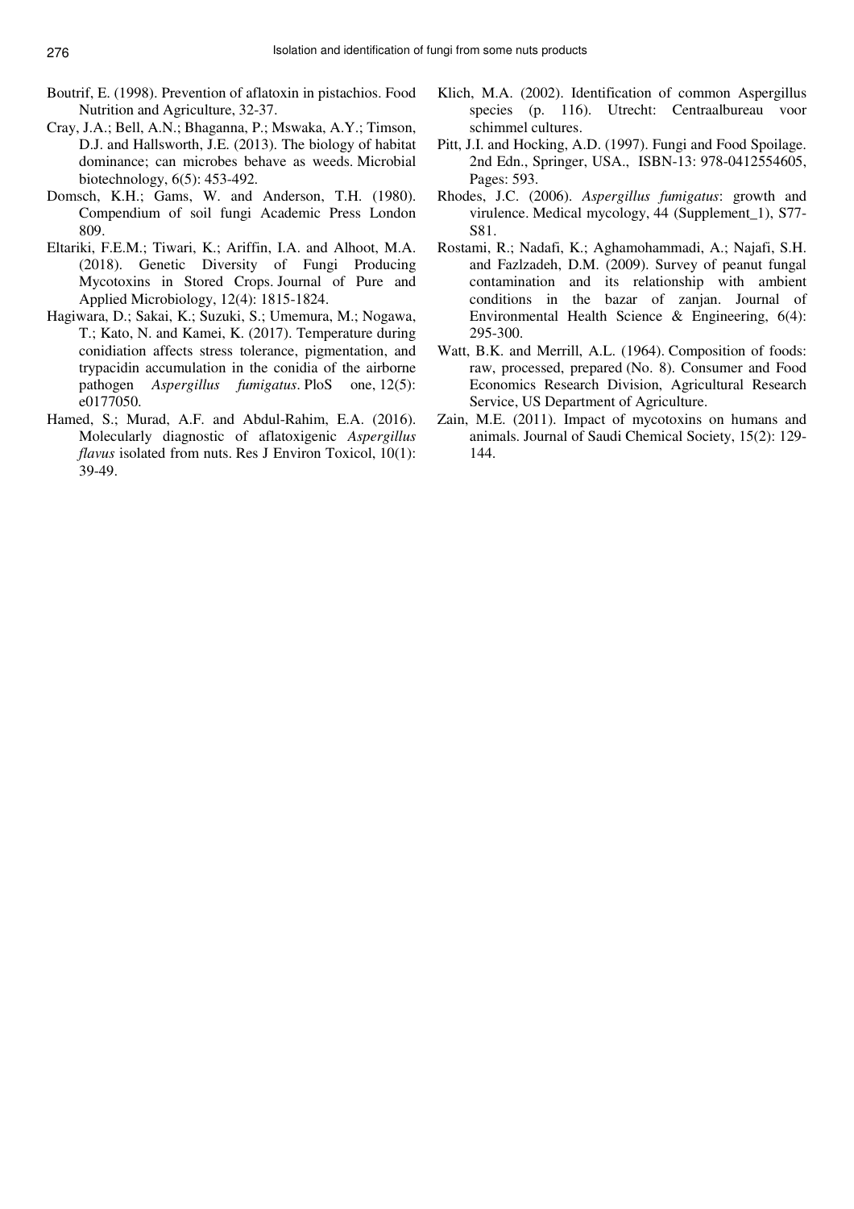Boutrif, E. (1998). Prevention of aflatoxin in pistachios. Food Nutrition and Agriculture, 32-37.

Cray, J.A.; Bell, A.N.; Bhaganna, P.; Mswaka, A.Y.; Timson, D.J. and Hallsworth, J.E. (2013). The biology of habitat dominance; can microbes behave as weeds. Microbial biotechnology, 6(5): 453-492.

Domsch, K.H.; Gams, W. and Anderson, T.H. (1980). Compendium of soil fungi Academic Press London 809.

Eltariki, F.E.M.; Tiwari, K.; Ariffin, I.A. and Alhoot, M.A. (2018). Genetic Diversity of Fungi Producing Mycotoxins in Stored Crops. Journal of Pure and Applied Microbiology, 12(4): 1815-1824.

Hagiwara, D.; Sakai, K.; Suzuki, S.; Umemura, M.; Nogawa, T.; Kato, N. and Kamei, K. (2017). Temperature during conidiation affects stress tolerance, pigmentation, and trypacidin accumulation in the conidia of the airborne pathogen *Aspergillus fumigatus*. PloS one, 12(5): e0177050.

Hamed, S.; Murad, A.F. and Abdul-Rahim, E.A. (2016). Molecularly diagnostic of aflatoxigenic *Aspergillus flavus* isolated from nuts. Res J Environ Toxicol, 10(1): 39-49.

Klich, M.A. (2002). Identification of common Aspergillus species (p. 116). Utrecht: Centraalbureau voor schimmel cultures.

Pitt, J.I. and Hocking, A.D. (1997). Fungi and Food Spoilage. 2nd Edn., Springer, USA., ISBN-13: 978-0412554605, Pages: 593.

Rhodes, J.C. (2006). *Aspergillus fumigatus*: growth and virulence. Medical mycology, 44 (Supplement_1), S77-S81.

Rostami, R.; Nadafi, K.; Aghamohammadi, A.; Najafi, S.H. and Fazlzadeh, D.M. (2009). Survey of peanut fungal contamination and its relationship with ambient conditions in the bazar of zanjan. Journal of Environmental Health Science & Engineering, 6(4): 295-300.

Watt, B.K. and Merrill, A.L. (1964). Composition of foods: raw, processed, prepared (No. 8). Consumer and Food Economics Research Division, Agricultural Research Service, US Department of Agriculture.

Zain, M.E. (2011). Impact of mycotoxins on humans and animals. Journal of Saudi Chemical Society, 15(2): 129-144.